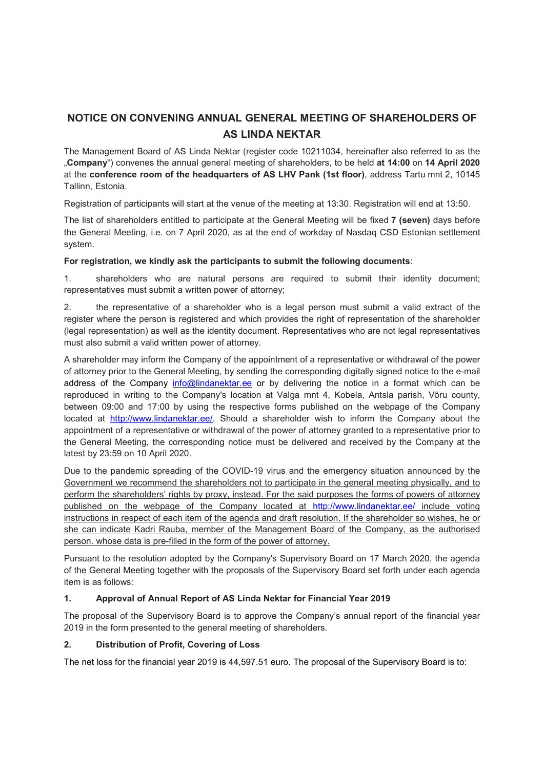# NOTICE ON CONVENING ANNUAL GENERAL MEETING OF SHAREHOLDERS OF AS LINDA NEKTAR

The Management Board of AS Linda Nektar (register code 10211034, hereinafter also referred to as the „**Company**") convenes the annual general meeting of shareholders, to be held **at 14:00** on **14 April 2020** at the **conference room of the headquarters of AS LHV Pank (1st floor)**, address Tartu mnt 2, 10145 Tallinn, Estonia.

Registration of participants will start at the venue of the meeting at 13:30. Registration will end at 13:50.

The list of shareholders entitled to participate at the General Meeting will be fixed **7 (seven)** days before the General Meeting, i.e. on 7 April 2020, as at the end of workday of Nasdaq CSD Estonian settlement system.

**For registration, we kindly ask the participants to submit the following documents**:

1. shareholders who are natural persons are required to submit their identity document; representatives must submit a written power of attorney;

2. the representative of a shareholder who is a legal person must submit a valid extract of the register where the person is registered and which provides the right of representation of the shareholder (legal representation) as well as the identity document. Representatives who are not legal representatives must also submit a valid written power of attorney.

A shareholder may inform the Company of the appointment of a representative or withdrawal of the power of attorney prior to the General Meeting, by sending the corresponding digitally signed notice to the e-mail address of the Company info@lindanektar.ee or by delivering the notice in a format which can be reproduced in writing to the Company's location at Valga mnt 4, Kobela, Antsla parish, Võru county, between 09:00 and 17:00 by using the respective forms published on the webpage of the Company located at http://www.lindanektar.ee/. Should a shareholder wish to inform the Company about the appointment of a representative or withdrawal of the power of attorney granted to a representative prior to the General Meeting, the corresponding notice must be delivered and received by the Company at the latest by 23:59 on 10 April 2020.

<u>Due to the pandemic spreading of the COVID-19 virus and the emergency situation announced by the Government we recommend the shareholders not to participate in the general meeting physically, and to perform the shareholders' rights by proxy, instead. For the said purposes the forms of powers of attorney published on the webpage of the Company located at http://www.lindanektar.ee/ include voting instructions in respect of each item of the agenda and draft resolution. If the shareholder so wishes, he or she can indicate Kadri Rauba, member of the Management Board of the Company, as the authorised person. whose data is pre-filled in the form of the power of attorney.</u>

Pursuant to the resolution adopted by the Company's Supervisory Board on 17 March 2020, the agenda of the General Meeting together with the proposals of the Supervisory Board set forth under each agenda item is as follows:

### 1. Approval of Annual Report of AS Linda Nektar for Financial Year 2019

The proposal of the Supervisory Board is to approve the Company's annual report of the financial year 2019 in the form presented to the general meeting of shareholders.

### 2. Distribution of Profit, Covering of Loss

The net loss for the financial year 2019 is 44,597.51 euro. The proposal of the Supervisory Board is to: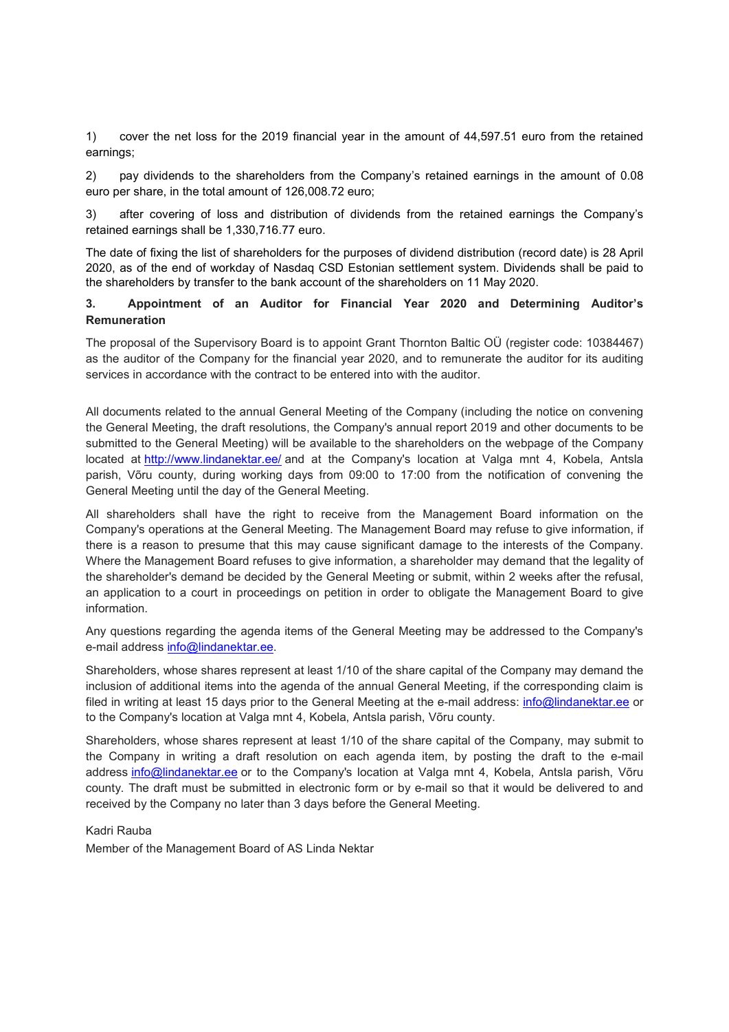1) cover the net loss for the 2019 financial year in the amount of 44,597.51 euro from the retained earnings;

2) pay dividends to the shareholders from the Company's retained earnings in the amount of 0.08 euro per share, in the total amount of 126,008.72 euro;

3) after covering of loss and distribution of dividends from the retained earnings the Company's retained earnings shall be 1,330,716.77 euro.

The date of fixing the list of shareholders for the purposes of dividend distribution (record date) is 28 April 2020, as of the end of workday of Nasdaq CSD Estonian settlement system. Dividends shall be paid to the shareholders by transfer to the bank account of the shareholders on 11 May 2020.

### 3. Appointment of an Auditor for Financial Year 2020 and Determining Auditor's Remuneration

The proposal of the Supervisory Board is to appoint Grant Thornton Baltic OÜ (register code: 10384467) as the auditor of the Company for the financial year 2020, and to remunerate the auditor for its auditing services in accordance with the contract to be entered into with the auditor.

All documents related to the annual General Meeting of the Company (including the notice on convening the General Meeting, the draft resolutions, the Company's annual report 2019 and other documents to be submitted to the General Meeting) will be available to the shareholders on the webpage of the Company located at http://www.lindanektar.ee/ and at the Company's location at Valga mnt 4, Kobela, Antsla parish, Võru county, during working days from 09:00 to 17:00 from the notification of convening the General Meeting until the day of the General Meeting.

All shareholders shall have the right to receive from the Management Board information on the Company's operations at the General Meeting. The Management Board may refuse to give information, if there is a reason to presume that this may cause significant damage to the interests of the Company. Where the Management Board refuses to give information, a shareholder may demand that the legality of the shareholder's demand be decided by the General Meeting or submit, within 2 weeks after the refusal, an application to a court in proceedings on petition in order to obligate the Management Board to give information.

Any questions regarding the agenda items of the General Meeting may be addressed to the Company's e-mail address info@lindanektar.ee.

Shareholders, whose shares represent at least 1/10 of the share capital of the Company may demand the inclusion of additional items into the agenda of the annual General Meeting, if the corresponding claim is filed in writing at least 15 days prior to the General Meeting at the e-mail address: info@lindanektar.ee or to the Company's location at Valga mnt 4, Kobela, Antsla parish, Võru county.

Shareholders, whose shares represent at least 1/10 of the share capital of the Company, may submit to the Company in writing a draft resolution on each agenda item, by posting the draft to the e-mail address info@lindanektar.ee or to the Company's location at Valga mnt 4, Kobela, Antsla parish, Võru county. The draft must be submitted in electronic form or by e-mail so that it would be delivered to and received by the Company no later than 3 days before the General Meeting.

Kadri Rauba

Member of the Management Board of AS Linda Nektar